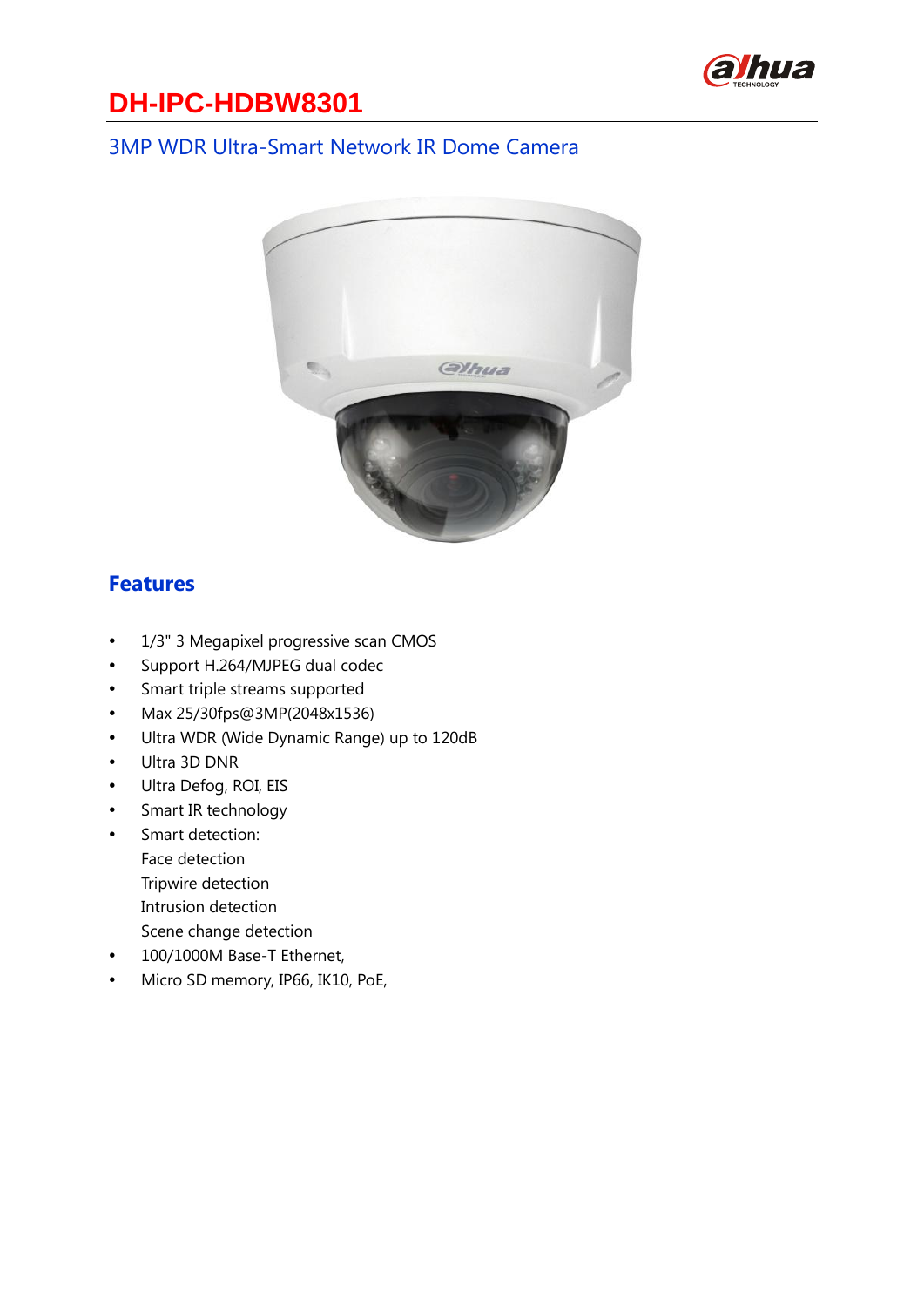# DH-IPC-HDBW8301

## 3MP WDR Ultra-Smart Network IR Dome Camera

### Features

- 1/3" 3 Megapixel progressive scan CMOS
- Support H.264/MJPEG dual codec
- Smart triple streams supported
- Max 25/30fps@3MP(2048x1536)
- Ultra WDR (Wide Dynamic Range) up to 120dB
- Ultra 3D DNR
- Ultra Defog, ROI, EIS
- Smart IR technology
- Smart detection:
  Face detection
  Tripwire detection
  Intrusion detection
  Scene change detection
- 100/1000M Base-T Ethernet,
- Micro SD memory, IP66, IK10, PoE,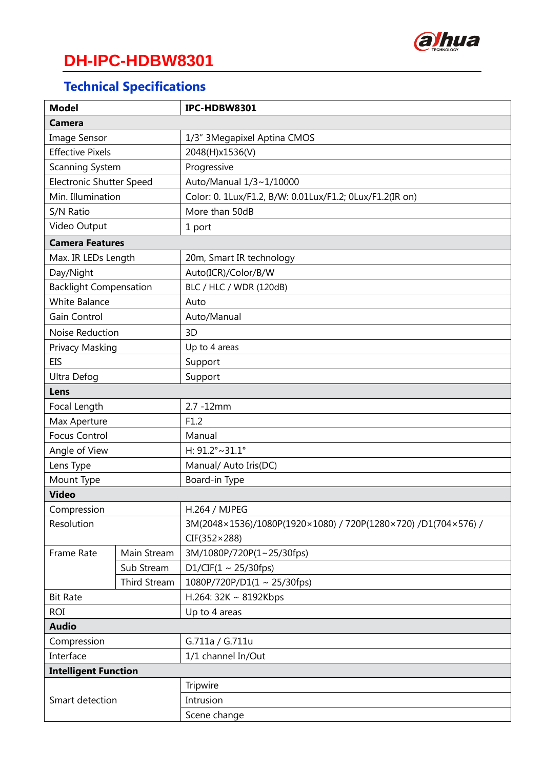# DH-IPC-HDBW8301

## Technical Specifications

| Model | | IPC-HDBW8301 |
|---|---|---|
| **Camera** | | |
| Image Sensor | | 1/3" 3Megapixel Aptina CMOS |
| Effective Pixels | | 2048(H)x1536(V) |
| Scanning System | | Progressive |
| Electronic Shutter Speed | | Auto/Manual 1/3~1/10000 |
| Min. Illumination | | Color: 0. 1Lux/F1.2, B/W: 0.01Lux/F1.2; 0Lux/F1.2(IR on) |
| S/N Ratio | | More than 50dB |
| Video Output | | 1 port |
| **Camera Features** | | |
| Max. IR LEDs Length | | 20m, Smart IR technology |
| Day/Night | | Auto(ICR)/Color/B/W |
| Backlight Compensation | | BLC / HLC / WDR (120dB) |
| White Balance | | Auto |
| Gain Control | | Auto/Manual |
| Noise Reduction | | 3D |
| Privacy Masking | | Up to 4 areas |
| EIS | | Support |
| Ultra Defog | | Support |
| **Lens** | | |
| Focal Length | | 2.7 -12mm |
| Max Aperture | | F1.2 |
| Focus Control | | Manual |
| Angle of View | | H: 91.2°~31.1° |
| Lens Type | | Manual/ Auto Iris(DC) |
| Mount Type | | Board-in Type |
| **Video** | | |
| Compression | | H.264 / MJPEG |
| Resolution | | 3M(2048×1536)/1080P(1920×1080) / 720P(1280×720) /D1(704×576) / CIF(352×288) |
| Frame Rate | Main Stream | 3M/1080P/720P(1~25/30fps) |
| | Sub Stream | D1/CIF(1 ~ 25/30fps) |
| | Third Stream | 1080P/720P/D1(1 ~ 25/30fps) |
| Bit Rate | | H.264: 32K ~ 8192Kbps |
| ROI | | Up to 4 areas |
| **Audio** | | |
| Compression | | G.711a / G.711u |
| Interface | | 1/1 channel In/Out |
| **Intelligent Function** | | |
| Smart detection | | Tripwire |
| | | Intrusion |
| | | Scene change |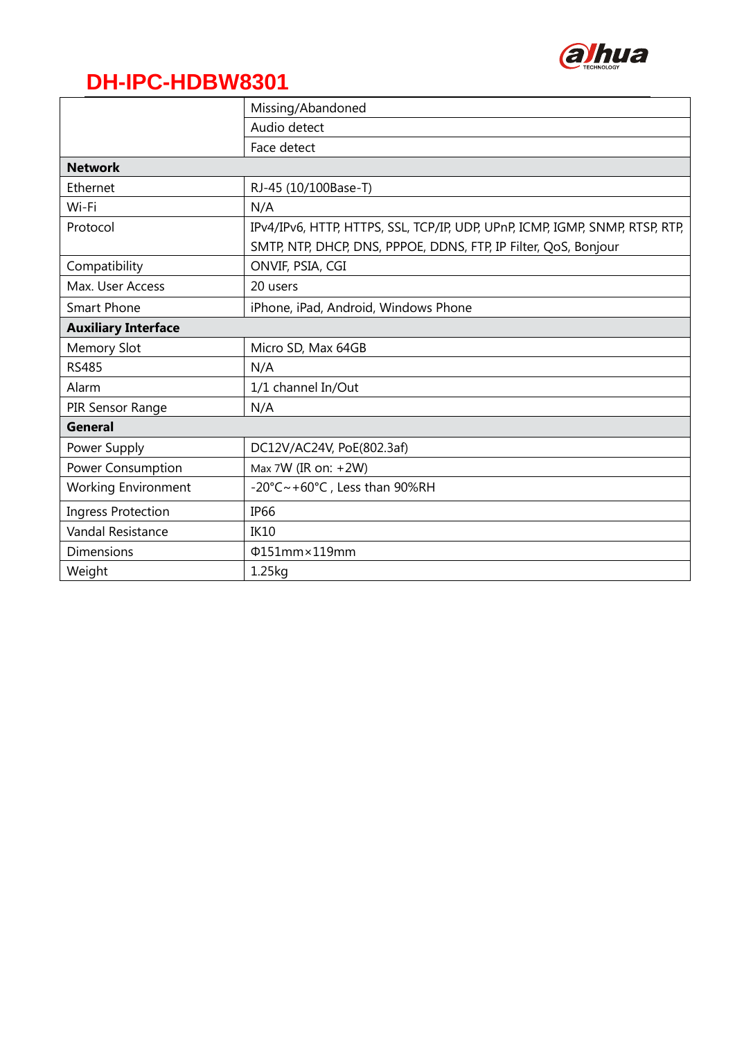# DH-IPC-HDBW8301

| | |
|---|---|
| | Missing/Abandoned |
| | Audio detect |
| | Face detect |
| **Network** | |
| Ethernet | RJ-45 (10/100Base-T) |
| Wi-Fi | N/A |
| Protocol | IPv4/IPv6, HTTP, HTTPS, SSL, TCP/IP, UDP, UPnP, ICMP, IGMP, SNMP, RTSP, RTP, SMTP, NTP, DHCP, DNS, PPPOE, DDNS, FTP, IP Filter, QoS, Bonjour |
| Compatibility | ONVIF, PSIA, CGI |
| Max. User Access | 20 users |
| Smart Phone | iPhone, iPad, Android, Windows Phone |
| **Auxiliary Interface** | |
| Memory Slot | Micro SD, Max 64GB |
| RS485 | N/A |
| Alarm | 1/1 channel In/Out |
| PIR Sensor Range | N/A |
| **General** | |
| Power Supply | DC12V/AC24V, PoE(802.3af) |
| Power Consumption | Max 7W (IR on: +2W) |
| Working Environment | -20°C~+60°C , Less than 90%RH |
| Ingress Protection | IP66 |
| Vandal Resistance | IK10 |
| Dimensions | Φ151mm×119mm |
| Weight | 1.25kg |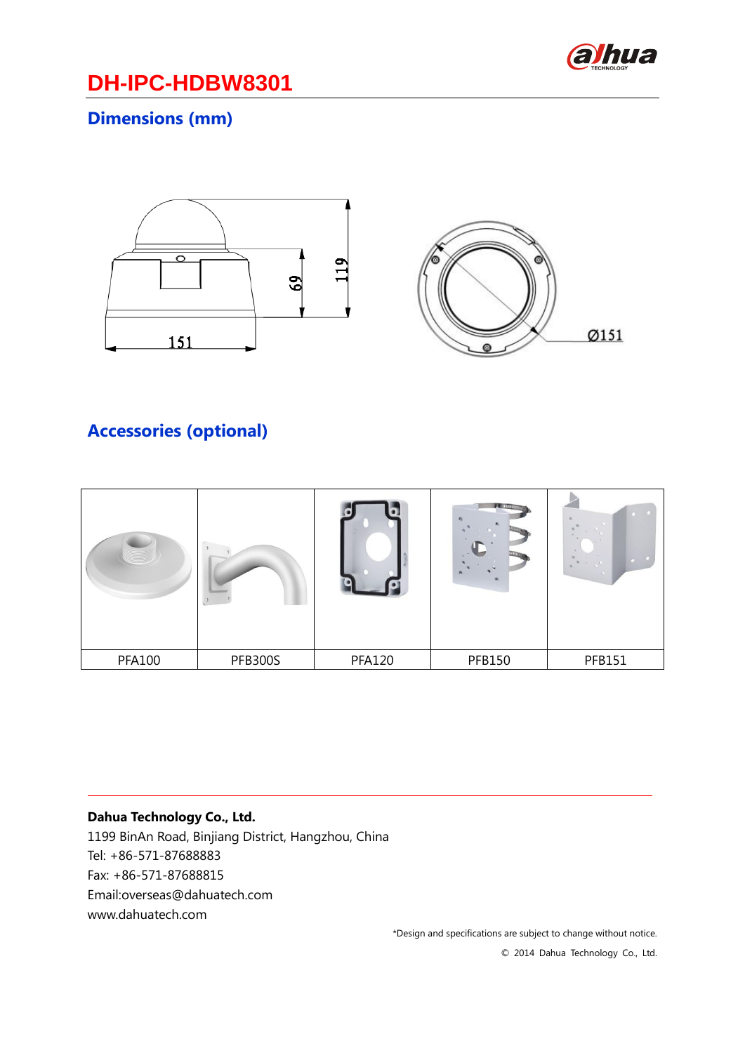# DH-IPC-HDBW8301

## Dimensions (mm)

69
119
151
Ø151

## Accessories (optional)

| | | | | |
|---|---|---|---|---|
| PFA100 | PFB300S | PFA120 | PFB150 | PFB151 |

**Dahua Technology Co., Ltd.**
1199 BinAn Road, Binjiang District, Hangzhou, China
Tel: +86-571-87688883
Fax: +86-571-87688815
Email:overseas@dahuatech.com
www.dahuatech.com

*Design and specifications are subject to change without notice.

© 2014 Dahua Technology Co., Ltd.